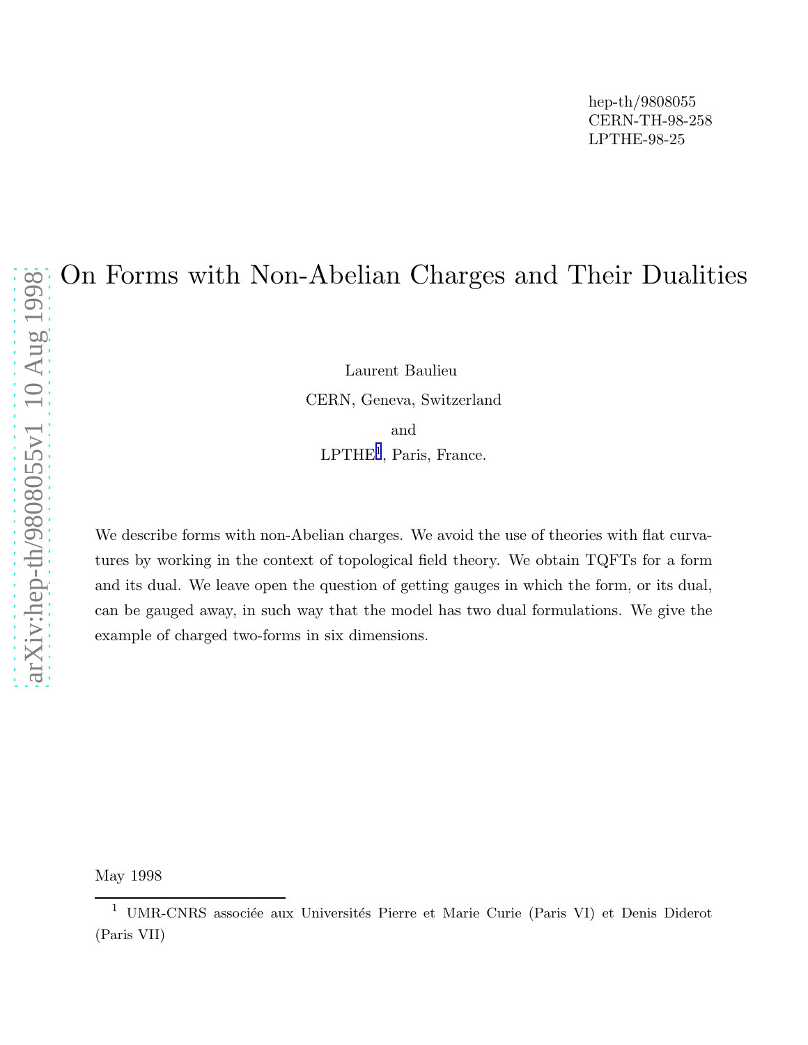hep-th/9808055
CERN-TH-98-258
LPTHE-98-25

# On Forms with Non-Abelian Charges and Their Dualities

Laurent Baulieu

CERN, Geneva, Switzerland

and

LPTHE[1], Paris, France.

We describe forms with non-Abelian charges. We avoid the use of theories with flat curvatures by working in the context of topological field theory. We obtain TQFTs for a form and its dual. We leave open the question of getting gauges in which the form, or its dual, can be gauged away, in such way that the model has two dual formulations. We give the example of charged two-forms in six dimensions.

May 1998

[1] UMR-CNRS associée aux Universités Pierre et Marie Curie (Paris VI) et Denis Diderot (Paris VII)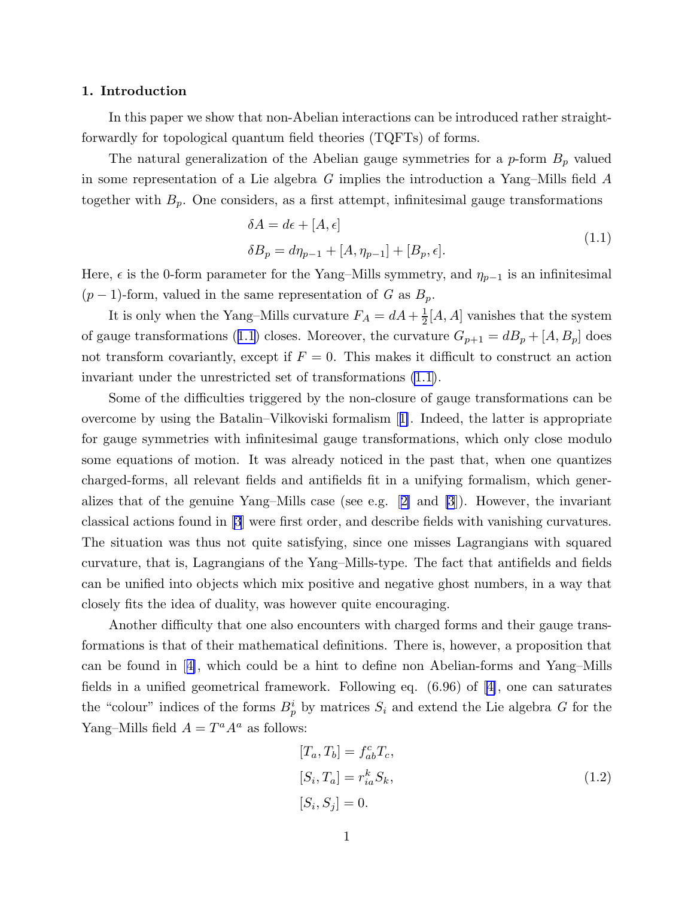## 1. Introduction

In this paper we show that non-Abelian interactions can be introduced rather straightforwardly for topological quantum field theories (TQFTs) of forms.

The natural generalization of the Abelian gauge symmetries for a $p$-form $B_p$ valued in some representation of a Lie algebra $G$ implies the introduction a Yang–Mills field $A$ together with $B_p$. One considers, as a first attempt, infinitesimal gauge transformations

$$
\begin{aligned}
\delta A &= d\epsilon + [A, \epsilon] \\
\delta B_p &= d\eta_{p-1} + [A, \eta_{p-1}] + [B_p, \epsilon].
\end{aligned}
\tag{1.1}
$$

Here, $\epsilon$ is the 0-form parameter for the Yang–Mills symmetry, and $\eta_{p-1}$ is an infinitesimal $(p-1)$-form, valued in the same representation of $G$ as $B_p$.

It is only when the Yang–Mills curvature $F_A = dA + \frac{1}{2}[A, A]$ vanishes that the system of gauge transformations (1.1) closes. Moreover, the curvature $G_{p+1} = dB_p + [A, B_p]$ does not transform covariantly, except if $F = 0$. This makes it difficult to construct an action invariant under the unrestricted set of transformations (1.1).

Some of the difficulties triggered by the non-closure of gauge transformations can be overcome by using the Batalin–Vilkoviski formalism [1]. Indeed, the latter is appropriate for gauge symmetries with infinitesimal gauge transformations, which only close modulo some equations of motion. It was already noticed in the past that, when one quantizes charged-forms, all relevant fields and antifields fit in a unifying formalism, which generalizes that of the genuine Yang–Mills case (see e.g. [2] and [3]). However, the invariant classical actions found in [3] were first order, and describe fields with vanishing curvatures. The situation was thus not quite satisfying, since one misses Lagrangians with squared curvature, that is, Lagrangians of the Yang–Mills-type. The fact that antifields and fields can be unified into objects which mix positive and negative ghost numbers, in a way that closely fits the idea of duality, was however quite encouraging.

Another difficulty that one also encounters with charged forms and their gauge transformations is that of their mathematical definitions. There is, however, a proposition that can be found in [4], which could be a hint to define non Abelian-forms and Yang–Mills fields in a unified geometrical framework. Following eq. (6.96) of [4], one can saturates the "colour" indices of the forms $B^i_p$ by matrices $S_i$ and extend the Lie algebra $G$ for the Yang–Mills field $A = T^a A^a$ as follows:

$$
\begin{aligned}
[T_a, T_b] &= f^c_{ab} T_c, \\
[S_i, T_a] &= r^k_{ia} S_k, \\
[S_i, S_j] &= 0.
\end{aligned}
\tag{1.2}
$$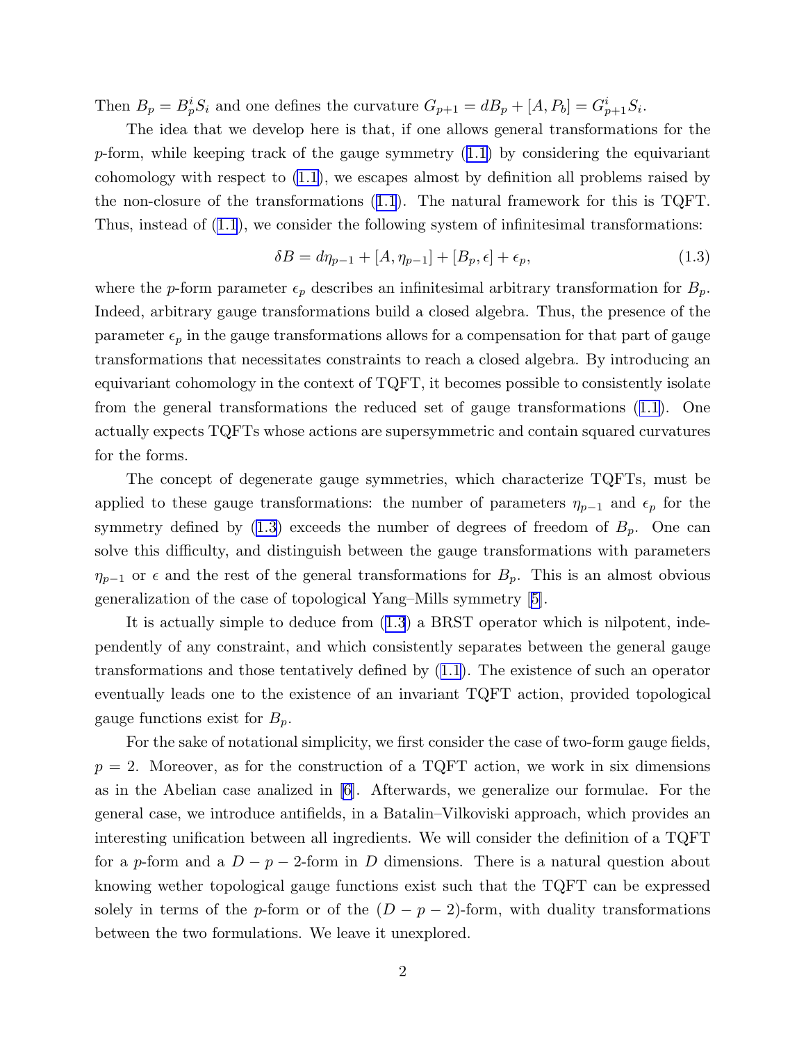Then $B_p = B_p^i S_i$ and one defines the curvature $G_{p+1} = dB_p + [A, P_b] = G_{p+1}^i S_i$.

The idea that we develop here is that, if one allows general transformations for the $p$-form, while keeping track of the gauge symmetry (1.1) by considering the equivariant cohomology with respect to (1.1), we escapes almost by definition all problems raised by the non-closure of the transformations (1.1). The natural framework for this is TQFT. Thus, instead of (1.1), we consider the following system of infinitesimal transformations:

$$\delta B = d\eta_{p-1} + [A, \eta_{p-1}] + [B_p, \epsilon] + \epsilon_p, \tag{1.3}$$

where the $p$-form parameter $\epsilon_p$ describes an infinitesimal arbitrary transformation for $B_p$. Indeed, arbitrary gauge transformations build a closed algebra. Thus, the presence of the parameter $\epsilon_p$ in the gauge transformations allows for a compensation for that part of gauge transformations that necessitates constraints to reach a closed algebra. By introducing an equivariant cohomology in the context of TQFT, it becomes possible to consistently isolate from the general transformations the reduced set of gauge transformations (1.1). One actually expects TQFTs whose actions are supersymmetric and contain squared curvatures for the forms.

The concept of degenerate gauge symmetries, which characterize TQFTs, must be applied to these gauge transformations: the number of parameters $\eta_{p-1}$ and $\epsilon_p$ for the symmetry defined by (1.3) exceeds the number of degrees of freedom of $B_p$. One can solve this difficulty, and distinguish between the gauge transformations with parameters $\eta_{p-1}$ or $\epsilon$ and the rest of the general transformations for $B_p$. This is an almost obvious generalization of the case of topological Yang–Mills symmetry [5].

It is actually simple to deduce from (1.3) a BRST operator which is nilpotent, independently of any constraint, and which consistently separates between the general gauge transformations and those tentatively defined by (1.1). The existence of such an operator eventually leads one to the existence of an invariant TQFT action, provided topological gauge functions exist for $B_p$.

For the sake of notational simplicity, we first consider the case of two-form gauge fields, $p = 2$. Moreover, as for the construction of a TQFT action, we work in six dimensions as in the Abelian case analized in [6]. Afterwards, we generalize our formulae. For the general case, we introduce antifields, in a Batalin–Vilkoviski approach, which provides an interesting unification between all ingredients. We will consider the definition of a TQFT for a $p$-form and a $D-p-2$-form in $D$ dimensions. There is a natural question about knowing wether topological gauge functions exist such that the TQFT can be expressed solely in terms of the $p$-form or of the $(D-p-2)$-form, with duality transformations between the two formulations. We leave it unexplored.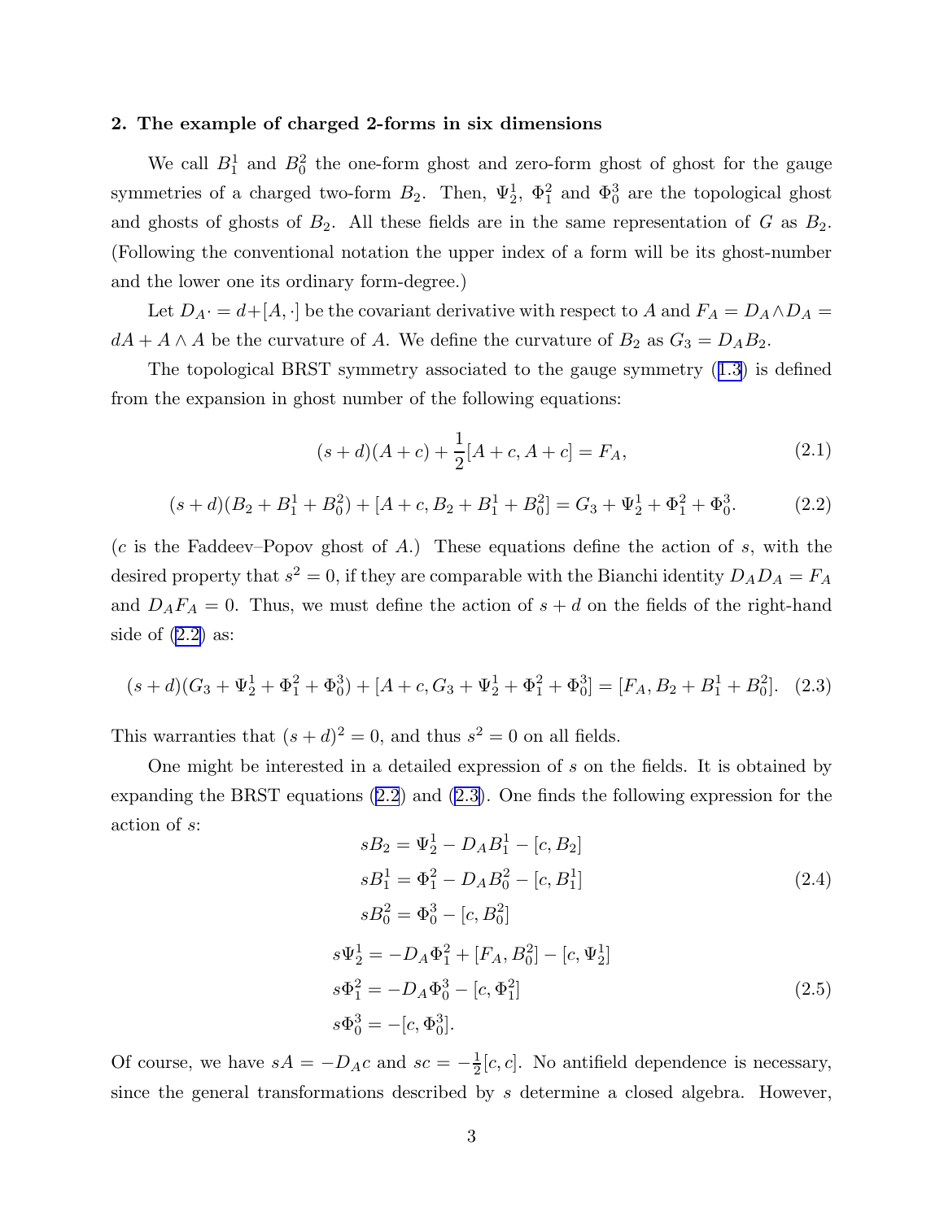**2. The example of charged 2-forms in six dimensions**

We call $B_1^1$ and $B_0^2$ the one-form ghost and zero-form ghost of ghost for the gauge symmetries of a charged two-form $B_2$. Then, $\Psi_2^1$, $\Phi_1^2$ and $\Phi_0^3$ are the topological ghost and ghosts of ghosts of $B_2$. All these fields are in the same representation of $G$ as $B_2$. (Following the conventional notation the upper index of a form will be its ghost-number and the lower one its ordinary form-degree.)

Let $D_A\cdot = d + [A, \cdot]$ be the covariant derivative with respect to $A$ and $F_A = D_A \wedge D_A = dA + A \wedge A$ be the curvature of $A$. We define the curvature of $B_2$ as $G_3 = D_A B_2$.

The topological BRST symmetry associated to the gauge symmetry (1.3) is defined from the expansion in ghost number of the following equations:

$$(s + d)(A + c) + \frac{1}{2}[A + c, A + c] = F_A, \tag{2.1}$$

$$(s + d)(B_2 + B_1^1 + B_0^2) + [A + c, B_2 + B_1^1 + B_0^2] = G_3 + \Psi_2^1 + \Phi_1^2 + \Phi_0^3. \tag{2.2}$$

($c$ is the Faddeev–Popov ghost of $A$.) These equations define the action of $s$, with the desired property that $s^2 = 0$, if they are comparable with the Bianchi identity $D_A D_A = F_A$ and $D_A F_A = 0$. Thus, we must define the action of $s + d$ on the fields of the right-hand side of (2.2) as:

$$(s + d)(G_3 + \Psi_2^1 + \Phi_1^2 + \Phi_0^3) + [A + c, G_3 + \Psi_2^1 + \Phi_1^2 + \Phi_0^3] = [F_A, B_2 + B_1^1 + B_0^2]. \tag{2.3}$$

This warranties that $(s + d)^2 = 0$, and thus $s^2 = 0$ on all fields.

One might be interested in a detailed expression of $s$ on the fields. It is obtained by expanding the BRST equations (2.2) and (2.3). One finds the following expression for the action of $s$:

$$\begin{aligned} sB_2 &= \Psi_2^1 - D_A B_1^1 - [c, B_2] \\ sB_1^1 &= \Phi_1^2 - D_A B_0^2 - [c, B_1^1] \\ sB_0^2 &= \Phi_0^3 - [c, B_0^2] \end{aligned} \tag{2.4}$$

$$\begin{aligned} s\Psi_2^1 &= -D_A \Phi_1^2 + [F_A, B_0^2] - [c, \Psi_2^1] \\ s\Phi_1^2 &= -D_A \Phi_0^3 - [c, \Phi_1^2] \\ s\Phi_0^3 &= -[c, \Phi_0^3]. \end{aligned} \tag{2.5}$$

Of course, we have $sA = -D_A c$ and $sc = -\frac{1}{2}[c, c]$. No antifield dependence is necessary, since the general transformations described by $s$ determine a closed algebra. However,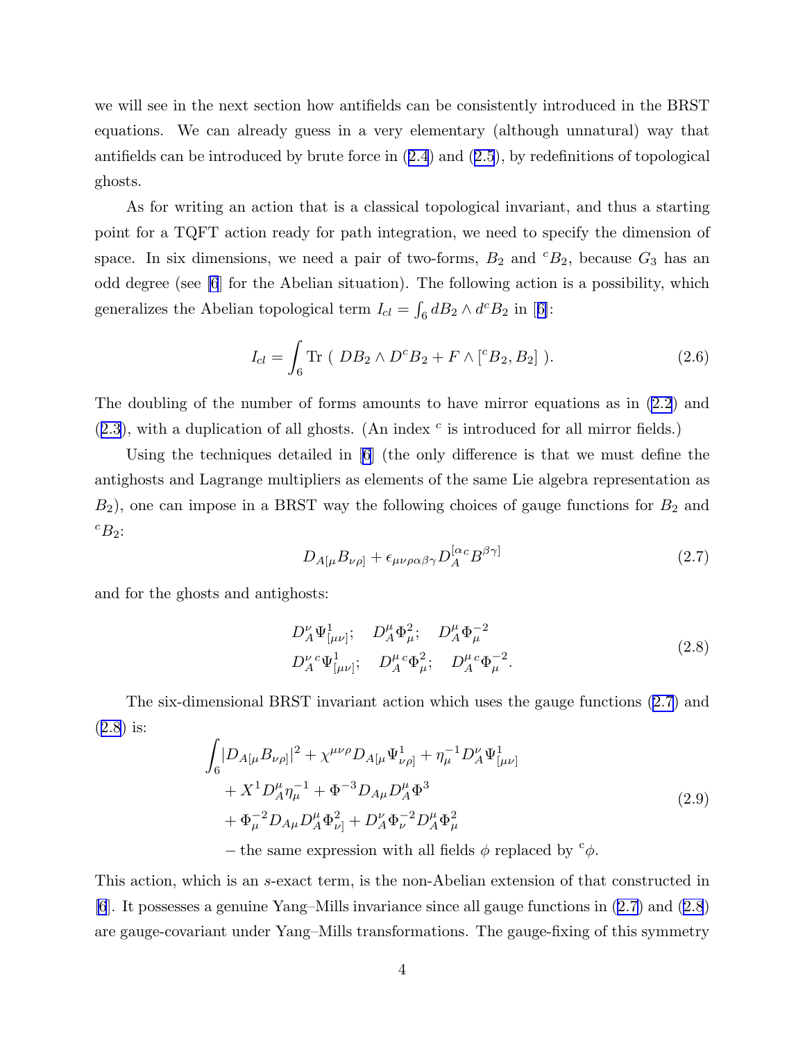we will see in the next section how antifields can be consistently introduced in the BRST equations. We can already guess in a very elementary (although unnatural) way that antifields can be introduced by brute force in (2.4) and (2.5), by redefinitions of topological ghosts.

As for writing an action that is a classical topological invariant, and thus a starting point for a TQFT action ready for path integration, we need to specify the dimension of space. In six dimensions, we need a pair of two-forms, $B_2$ and ${}^cB_2$, because $G_3$ has an odd degree (see [6] for the Abelian situation). The following action is a possibility, which generalizes the Abelian topological term $I_{cl} = \int_6 dB_2 \wedge d^cB_2$ in [6]:

$$I_{cl} = \int_6 \mathrm{Tr} \; ( \; DB_2 \wedge D^cB_2 + F \wedge [{}^cB_2, B_2] \; ). \tag{2.6}$$

The doubling of the number of forms amounts to have mirror equations as in (2.2) and (2.3), with a duplication of all ghosts. (An index ${}^c$ is introduced for all mirror fields.)

Using the techniques detailed in [6] (the only difference is that we must define the antighosts and Lagrange multipliers as elements of the same Lie algebra representation as $B_2$), one can impose in a BRST way the following choices of gauge functions for $B_2$ and ${}^cB_2$:

$$D_{A[\mu}B_{\nu\rho]} + \epsilon_{\mu\nu\rho\alpha\beta\gamma}D_A^{[\alpha\, c}B^{\beta\gamma]} \tag{2.7}$$

and for the ghosts and antighosts:

$$\begin{aligned} &D_A^{\nu}\Psi^1_{[\mu\nu]}; \quad D_A^{\mu}\Phi^2_{\mu}; \quad D_A^{\mu}\Phi^{-2}_{\mu} \\ &D_A^{\nu\, c}\Psi^1_{[\mu\nu]}; \quad D_A^{\mu\, c}\Phi^2_{\mu}; \quad D_A^{\mu\, c}\Phi^{-2}_{\mu}. \end{aligned} \tag{2.8}$$

The six-dimensional BRST invariant action which uses the gauge functions (2.7) and (2.8) is:

$$\begin{aligned} \int_6 & |D_{A[\mu}B_{\nu\rho]}|^2 + \chi^{\mu\nu\rho}D_{A[\mu}\Psi^1_{\nu\rho]} + \eta^{-1}_{\mu}D_A^{\nu}\Psi^1_{[\mu\nu]} \\ & + X^1 D_A^{\mu}\eta^{-1}_{\mu} + \Phi^{-3}D_{A\mu}D_A^{\mu}\Phi^3 \\ & + \Phi^{-2}_{\mu}D_{A\mu}D_A^{\mu}\Phi^2_{\nu]} + D_A^{\nu}\Phi^{-2}_{\nu}D_A^{\mu}\Phi^2_{\mu} \\ & - \text{the same expression with all fields } \phi \text{ replaced by } {}^c\phi. \end{aligned} \tag{2.9}$$

This action, which is an $s$-exact term, is the non-Abelian extension of that constructed in [6]. It possesses a genuine Yang–Mills invariance since all gauge functions in (2.7) and (2.8) are gauge-covariant under Yang–Mills transformations. The gauge-fixing of this symmetry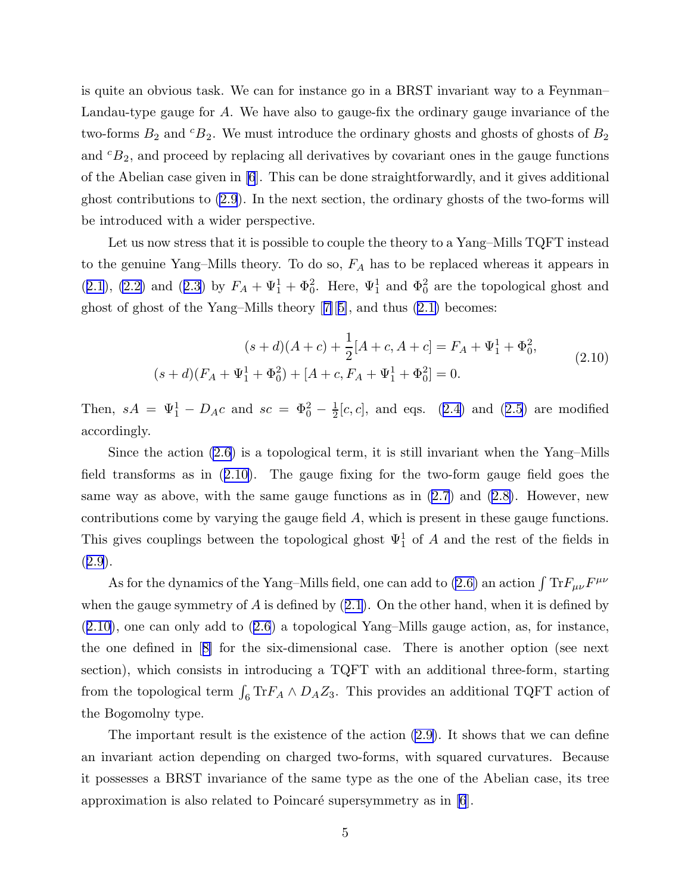is quite an obvious task. We can for instance go in a BRST invariant way to a Feynman–Landau-type gauge for $A$. We have also to gauge-fix the ordinary gauge invariance of the two-forms $B_2$ and ${}^cB_2$. We must introduce the ordinary ghosts and ghosts of ghosts of $B_2$ and ${}^cB_2$, and proceed by replacing all derivatives by covariant ones in the gauge functions of the Abelian case given in [6]. This can be done straightforwardly, and it gives additional ghost contributions to (2.9). In the next section, the ordinary ghosts of the two-forms will be introduced with a wider perspective.

Let us now stress that it is possible to couple the theory to a Yang–Mills TQFT instead to the genuine Yang–Mills theory. To do so, $F_A$ has to be replaced whereas it appears in (2.1), (2.2) and (2.3) by $F_A + \Psi^1_1 + \Phi^2_0$. Here, $\Psi^1_1$ and $\Phi^2_0$ are the topological ghost and ghost of ghost of the Yang–Mills theory [7][5], and thus (2.1) becomes:

$$
\begin{aligned}
(s+d)(A+c) + \frac{1}{2}[A+c, A+c] &= F_A + \Psi^1_1 + \Phi^2_0, \\
(s+d)(F_A + \Psi^1_1 + \Phi^2_0) + [A+c, F_A + \Psi^1_1 + \Phi^2_0] &= 0.
\end{aligned}
\tag{2.10}
$$

Then, $sA = \Psi^1_1 - D_A c$ and $sc = \Phi^2_0 - \frac{1}{2}[c,c]$, and eqs. (2.4) and (2.5) are modified accordingly.

Since the action (2.6) is a topological term, it is still invariant when the Yang–Mills field transforms as in (2.10). The gauge fixing for the two-form gauge field goes the same way as above, with the same gauge functions as in (2.7) and (2.8). However, new contributions come by varying the gauge field $A$, which is present in these gauge functions. This gives couplings between the topological ghost $\Psi^1_1$ of $A$ and the rest of the fields in (2.9).

As for the dynamics of the Yang–Mills field, one can add to (2.6) an action $\int \mathrm{Tr} F_{\mu\nu}F^{\mu\nu}$ when the gauge symmetry of $A$ is defined by (2.1). On the other hand, when it is defined by (2.10), one can only add to (2.6) a topological Yang–Mills gauge action, as, for instance, the one defined in [8] for the six-dimensional case. There is another option (see next section), which consists in introducing a TQFT with an additional three-form, starting from the topological term $\int_6 \mathrm{Tr} F_A \wedge D_A Z_3$. This provides an additional TQFT action of the Bogomolny type.

The important result is the existence of the action (2.9). It shows that we can define an invariant action depending on charged two-forms, with squared curvatures. Because it possesses a BRST invariance of the same type as the one of the Abelian case, its tree approximation is also related to Poincaré supersymmetry as in [6].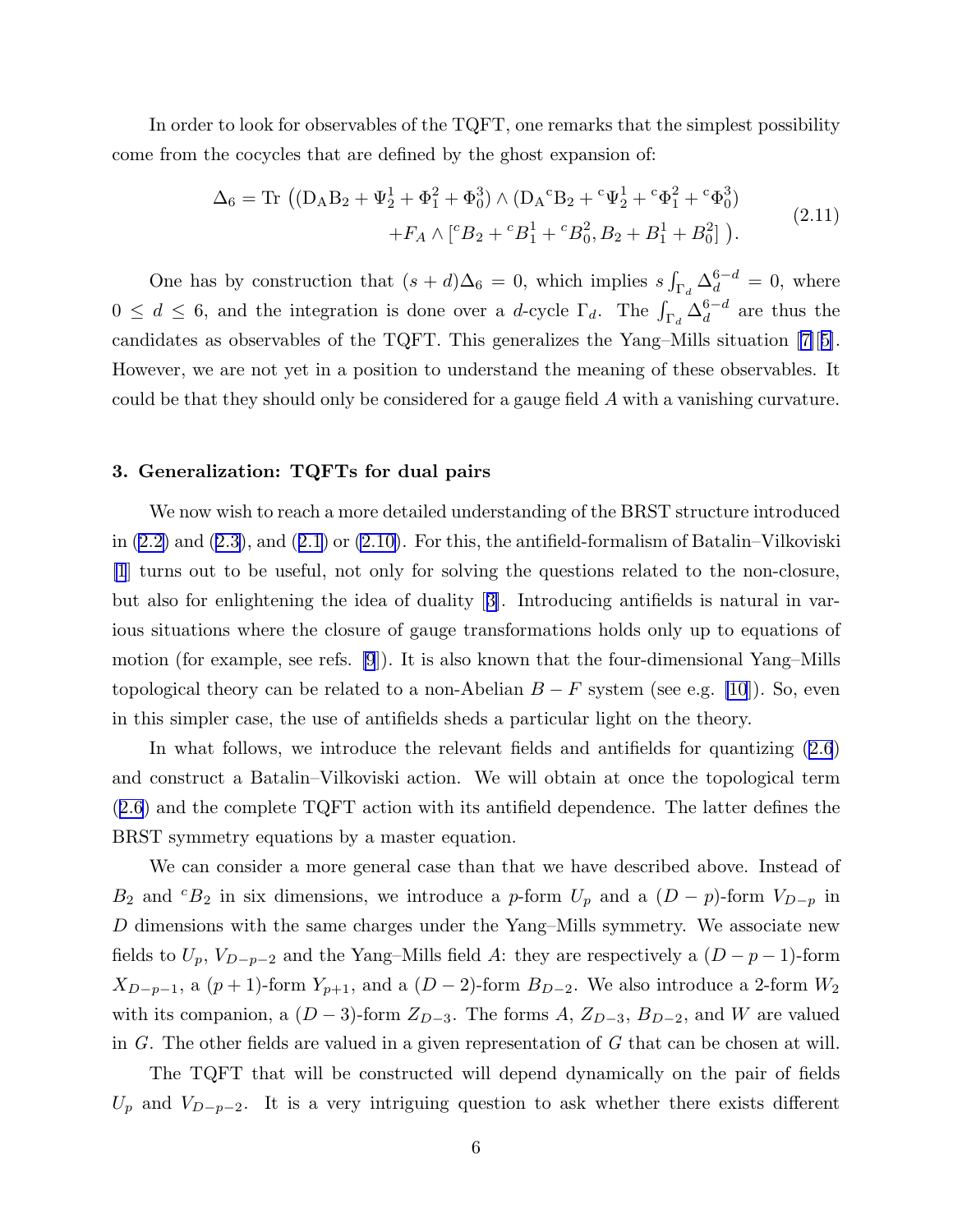In order to look for observables of the TQFT, one remarks that the simplest possibility come from the cocycles that are defined by the ghost expansion of:

$$
\begin{aligned}
\Delta_6 = \mathrm{Tr}\ \big( (\mathrm{D_A B_2} + \Psi^1_2 + \Phi^2_1 + \Phi^3_0) \wedge (\mathrm{D_A}{}^c\mathrm{B_2} + {}^c\Psi^1_2 + {}^c\Phi^2_1 + {}^c\Phi^3_0) \\
+ F_A \wedge [{}^cB_2 + {}^cB^1_1 + {}^cB^2_0, B_2 + B^1_1 + B^2_0]\ \big).
\end{aligned} \tag{2.11}
$$

One has by construction that $(s+d)\Delta_6 = 0$, which implies $s\int_{\Gamma_d}\Delta^{6-d}_d = 0$, where $0 \leq d \leq 6$, and the integration is done over a $d$-cycle $\Gamma_d$. The $\int_{\Gamma_d}\Delta^{6-d}_d$ are thus the candidates as observables of the TQFT. This generalizes the Yang–Mills situation [7][5]. However, we are not yet in a position to understand the meaning of these observables. It could be that they should only be considered for a gauge field $A$ with a vanishing curvature.

### 3. Generalization: TQFTs for dual pairs

We now wish to reach a more detailed understanding of the BRST structure introduced in (2.2) and (2.3), and (2.1) or (2.10). For this, the antifield-formalism of Batalin–Vilkoviski [1] turns out to be useful, not only for solving the questions related to the non-closure, but also for enlightening the idea of duality [3]. Introducing antifields is natural in various situations where the closure of gauge transformations holds only up to equations of motion (for example, see refs. [9]). It is also known that the four-dimensional Yang–Mills topological theory can be related to a non-Abelian $B-F$ system (see e.g. [10]). So, even in this simpler case, the use of antifields sheds a particular light on the theory.

In what follows, we introduce the relevant fields and antifields for quantizing (2.6) and construct a Batalin–Vilkoviski action. We will obtain at once the topological term (2.6) and the complete TQFT action with its antifield dependence. The latter defines the BRST symmetry equations by a master equation.

We can consider a more general case than that we have described above. Instead of $B_2$ and ${}^cB_2$ in six dimensions, we introduce a $p$-form $U_p$ and a $(D-p)$-form $V_{D-p}$ in $D$ dimensions with the same charges under the Yang–Mills symmetry. We associate new fields to $U_p$, $V_{D-p-2}$ and the Yang–Mills field $A$: they are respectively a $(D-p-1)$-form $X_{D-p-1}$, a $(p+1)$-form $Y_{p+1}$, and a $(D-2)$-form $B_{D-2}$. We also introduce a 2-form $W_2$ with its companion, a $(D-3)$-form $Z_{D-3}$. The forms $A$, $Z_{D-3}$, $B_{D-2}$, and $W$ are valued in $G$. The other fields are valued in a given representation of $G$ that can be chosen at will.

The TQFT that will be constructed will depend dynamically on the pair of fields $U_p$ and $V_{D-p-2}$. It is a very intriguing question to ask whether there exists different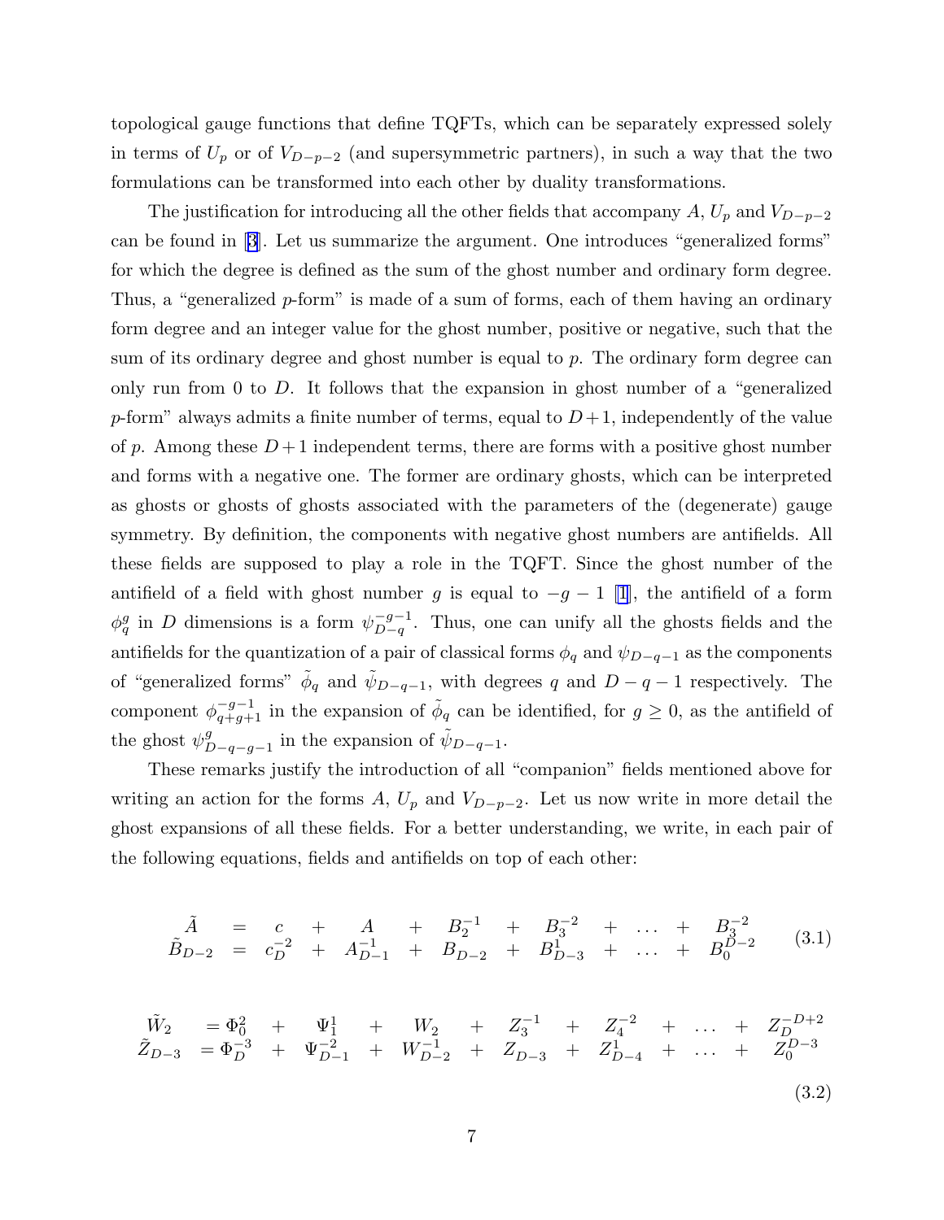topological gauge functions that define TQFTs, which can be separately expressed solely in terms of $U_p$ or of $V_{D-p-2}$ (and supersymmetric partners), in such a way that the two formulations can be transformed into each other by duality transformations.

The justification for introducing all the other fields that accompany $A$, $U_p$ and $V_{D-p-2}$ can be found in [3]. Let us summarize the argument. One introduces "generalized forms" for which the degree is defined as the sum of the ghost number and ordinary form degree. Thus, a "generalized $p$-form" is made of a sum of forms, each of them having an ordinary form degree and an integer value for the ghost number, positive or negative, such that the sum of its ordinary degree and ghost number is equal to $p$. The ordinary form degree can only run from 0 to $D$. It follows that the expansion in ghost number of a "generalized $p$-form" always admits a finite number of terms, equal to $D+1$, independently of the value of $p$. Among these $D+1$ independent terms, there are forms with a positive ghost number and forms with a negative one. The former are ordinary ghosts, which can be interpreted as ghosts or ghosts of ghosts associated with the parameters of the (degenerate) gauge symmetry. By definition, the components with negative ghost numbers are antifields. All these fields are supposed to play a role in the TQFT. Since the ghost number of the antifield of a field with ghost number $g$ is equal to $-g-1$ [1], the antifield of a form $\phi^g_q$ in $D$ dimensions is a form $\psi^{-g-1}_{D-q}$. Thus, one can unify all the ghosts fields and the antifields for the quantization of a pair of classical forms $\phi_q$ and $\psi_{D-q-1}$ as the components of "generalized forms" $\tilde\phi_q$ and $\tilde\psi_{D-q-1}$, with degrees $q$ and $D-q-1$ respectively. The component $\phi^{-g-1}_{q+g+1}$ in the expansion of $\tilde\phi_q$ can be identified, for $g\geq 0$, as the antifield of the ghost $\psi^g_{D-q-g-1}$ in the expansion of $\tilde\psi_{D-q-1}$.

These remarks justify the introduction of all "companion" fields mentioned above for writing an action for the forms $A$, $U_p$ and $V_{D-p-2}$. Let us now write in more detail the ghost expansions of all these fields. For a better understanding, we write, in each pair of the following equations, fields and antifields on top of each other:

$$
\begin{array}{ccccccccccccc}
\tilde A & = & c & + & A & + & B^{-1}_2 & + & B^{-2}_3 & + & \ldots & + & B^{-2}_3 \\
\tilde B_{D-2} & = & c^{-2}_D & + & A^{-1}_{D-1} & + & B_{D-2} & + & B^1_{D-3} & + & \ldots & + & B^{D-2}_0
\end{array}
\qquad (3.1)
$$

$$
\begin{array}{ccccccccccccccc}
\tilde W_2 & = \Phi^2_0 & + & \Psi^1_1 & + & W_2 & + & Z^{-1}_3 & + & Z^{-2}_4 & + & \ldots & + & Z^{-D+2}_D \\
\tilde Z_{D-3} & = \Phi^{-3}_D & + & \Psi^{-2}_{D-1} & + & W^{-1}_{D-2} & + & Z_{D-3} & + & Z^1_{D-4} & + & \ldots & + & Z^{D-3}_0
\end{array}
\qquad (3.2)
$$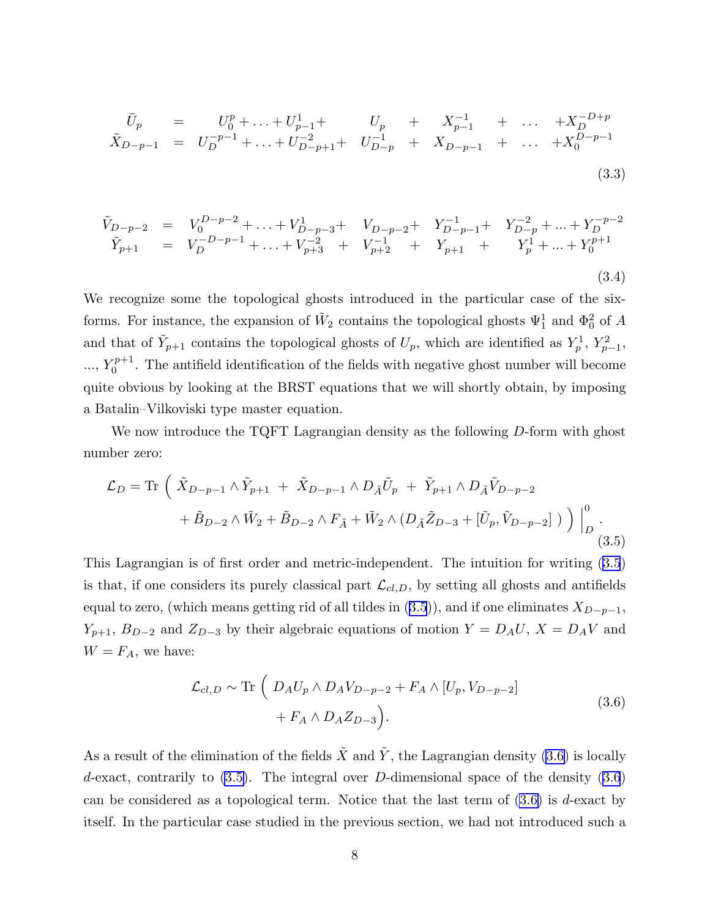$$
\begin{array}{rcl}
\tilde{U}_p & = & U_0^p + \ldots + U_{p-1}^1 + \quad U_p \quad + \quad X_{p-1}^{-1} \quad + \quad \ldots \quad + X_D^{-D+p} \\
\tilde{X}_{D-p-1} & = & U_D^{-p-1} + \ldots + U_{D-p+1}^{-2} + \quad U_{D-p}^{-1} \quad + \quad X_{D-p-1} \quad + \quad \ldots \quad + X_0^{D-p-1}
\end{array}
\tag{3.3}
$$

$$
\begin{array}{rcl}
\tilde{V}_{D-p-2} & = & V_0^{D-p-2} + \ldots + V_{D-p-3}^1 + \quad V_{D-p-2} + \quad Y_{D-p-1}^{-1} + \quad Y_{D-p}^{-2} + \ldots + Y_D^{-p-2} \\
\tilde{Y}_{p+1} & = & V_D^{-D-p-1} + \ldots + V_{p+3}^{-2} \quad + \quad V_{p+2}^{-1} \quad + \quad Y_{p+1} \quad + \quad Y_p^1 + \ldots + Y_0^{p+1}
\end{array}
\tag{3.4}
$$

We recognize some the topological ghosts introduced in the particular case of the six-forms. For instance, the expansion of $\tilde{W}_2$ contains the topological ghosts $\Psi_1^1$ and $\Phi_0^2$ of $A$ and that of $\tilde{Y}_{p+1}$ contains the topological ghosts of $U_p$, which are identified as $Y_p^1$, $Y_{p-1}^2$, ..., $Y_0^{p+1}$. The antifield identification of the fields with negative ghost number will become quite obvious by looking at the BRST equations that we will shortly obtain, by imposing a Batalin–Vilkoviski type master equation.

We now introduce the TQFT Lagrangian density as the following $D$-form with ghost number zero:

$$
\begin{aligned}
\mathcal{L}_D = \text{Tr} \Big( \; & \tilde{X}_{D-p-1} \wedge \tilde{Y}_{p+1} \; + \; \tilde{X}_{D-p-1} \wedge D_{\tilde{A}} \tilde{U}_p \; + \; \tilde{Y}_{p+1} \wedge D_{\tilde{A}} \tilde{V}_{D-p-2} \\
& + \tilde{B}_{D-2} \wedge \tilde{W}_2 + \tilde{B}_{D-2} \wedge F_{\tilde{A}} + \tilde{W}_2 \wedge (D_{\tilde{A}} \tilde{Z}_{D-3} + [\tilde{U}_p, \tilde{V}_{D-p-2}] \; ) \Big) \Big|_D^0 .
\end{aligned}
\tag{3.5}
$$

This Lagrangian is of first order and metric-independent. The intuition for writing (3.5) is that, if one considers its purely classical part $\mathcal{L}_{cl,D}$, by setting all ghosts and antifields equal to zero, (which means getting rid of all tildes in (3.5)), and if one eliminates $X_{D-p-1}$, $Y_{p+1}$, $B_{D-2}$ and $Z_{D-3}$ by their algebraic equations of motion $Y = D_A U$, $X = D_A V$ and $W = F_A$, we have:

$$
\begin{aligned}
\mathcal{L}_{cl,D} \sim \text{Tr} \Big( \; & D_A U_p \wedge D_A V_{D-p-2} + F_A \wedge [U_p, V_{D-p-2}] \\
& + F_A \wedge D_A Z_{D-3} \Big).
\end{aligned}
\tag{3.6}
$$

As a result of the elimination of the fields $\tilde{X}$ and $\tilde{Y}$, the Lagrangian density (3.6) is locally $d$-exact, contrarily to (3.5). The integral over $D$-dimensional space of the density (3.6) can be considered as a topological term. Notice that the last term of (3.6) is $d$-exact by itself. In the particular case studied in the previous section, we had not introduced such a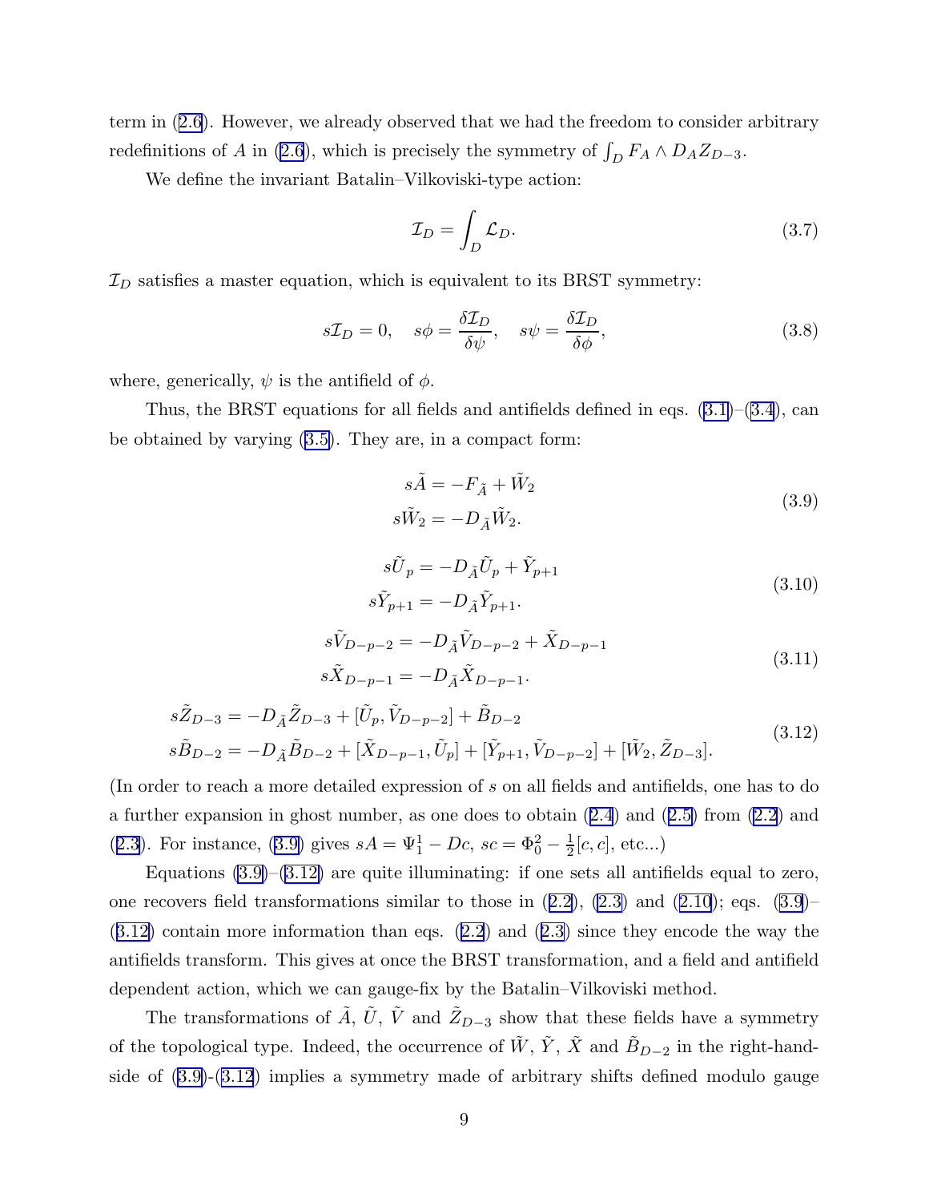term in (2.6). However, we already observed that we had the freedom to consider arbitrary redefinitions of $A$ in (2.6), which is precisely the symmetry of $\int_D F_A \wedge D_A Z_{D-3}$.

We define the invariant Batalin–Vilkoviski-type action:

$$
\mathcal{I}_D = \int_D \mathcal{L}_D. \tag{3.7}
$$

$\mathcal{I}_D$ satisfies a master equation, which is equivalent to its BRST symmetry:

$$
s\mathcal{I}_D = 0, \quad s\phi = \frac{\delta \mathcal{I}_D}{\delta \psi}, \quad s\psi = \frac{\delta \mathcal{I}_D}{\delta \phi}, \tag{3.8}
$$

where, generically, $\psi$ is the antifield of $\phi$.

Thus, the BRST equations for all fields and antifields defined in eqs. (3.1)–(3.4), can be obtained by varying (3.5). They are, in a compact form:

$$
\begin{aligned}
s\tilde{A} &= -F_{\tilde{A}} + \tilde{W}_2 \\
s\tilde{W}_2 &= -D_{\tilde{A}} \tilde{W}_2.
\end{aligned} \tag{3.9}
$$

$$
\begin{aligned}
s\tilde{U}_p &= -D_{\tilde{A}} \tilde{U}_p + \tilde{Y}_{p+1} \\
s\tilde{Y}_{p+1} &= -D_{\tilde{A}} \tilde{Y}_{p+1}.
\end{aligned} \tag{3.10}
$$

$$
\begin{aligned}
s\tilde{V}_{D-p-2} &= -D_{\tilde{A}} \tilde{V}_{D-p-2} + \tilde{X}_{D-p-1} \\
s\tilde{X}_{D-p-1} &= -D_{\tilde{A}} \tilde{X}_{D-p-1}.
\end{aligned} \tag{3.11}
$$

$$
\begin{aligned}
s\tilde{Z}_{D-3} &= -D_{\tilde{A}} \tilde{Z}_{D-3} + [\tilde{U}_p, \tilde{V}_{D-p-2}] + \tilde{B}_{D-2} \\
s\tilde{B}_{D-2} &= -D_{\tilde{A}} \tilde{B}_{D-2} + [\tilde{X}_{D-p-1}, \tilde{U}_p] + [\tilde{Y}_{p+1}, \tilde{V}_{D-p-2}] + [\tilde{W}_2, \tilde{Z}_{D-3}].
\end{aligned} \tag{3.12}
$$

(In order to reach a more detailed expression of $s$ on all fields and antifields, one has to do a further expansion in ghost number, as one does to obtain (2.4) and (2.5) from (2.2) and (2.3). For instance, (3.9) gives $sA = \Psi^1_1 - Dc$, $sc = \Phi^2_0 - \frac{1}{2}[c, c]$, etc...)

Equations (3.9)–(3.12) are quite illuminating: if one sets all antifields equal to zero, one recovers field transformations similar to those in (2.2), (2.3) and (2.10); eqs. (3.9)–(3.12) contain more information than eqs. (2.2) and (2.3) since they encode the way the antifields transform. This gives at once the BRST transformation, and a field and antifield dependent action, which we can gauge-fix by the Batalin–Vilkoviski method.

The transformations of $\tilde{A}$, $\tilde{U}$, $\tilde{V}$ and $\tilde{Z}_{D-3}$ show that these fields have a symmetry of the topological type. Indeed, the occurrence of $\tilde{W}$, $\tilde{Y}$, $\tilde{X}$ and $\tilde{B}_{D-2}$ in the right-hand-side of (3.9)-(3.12) implies a symmetry made of arbitrary shifts defined modulo gauge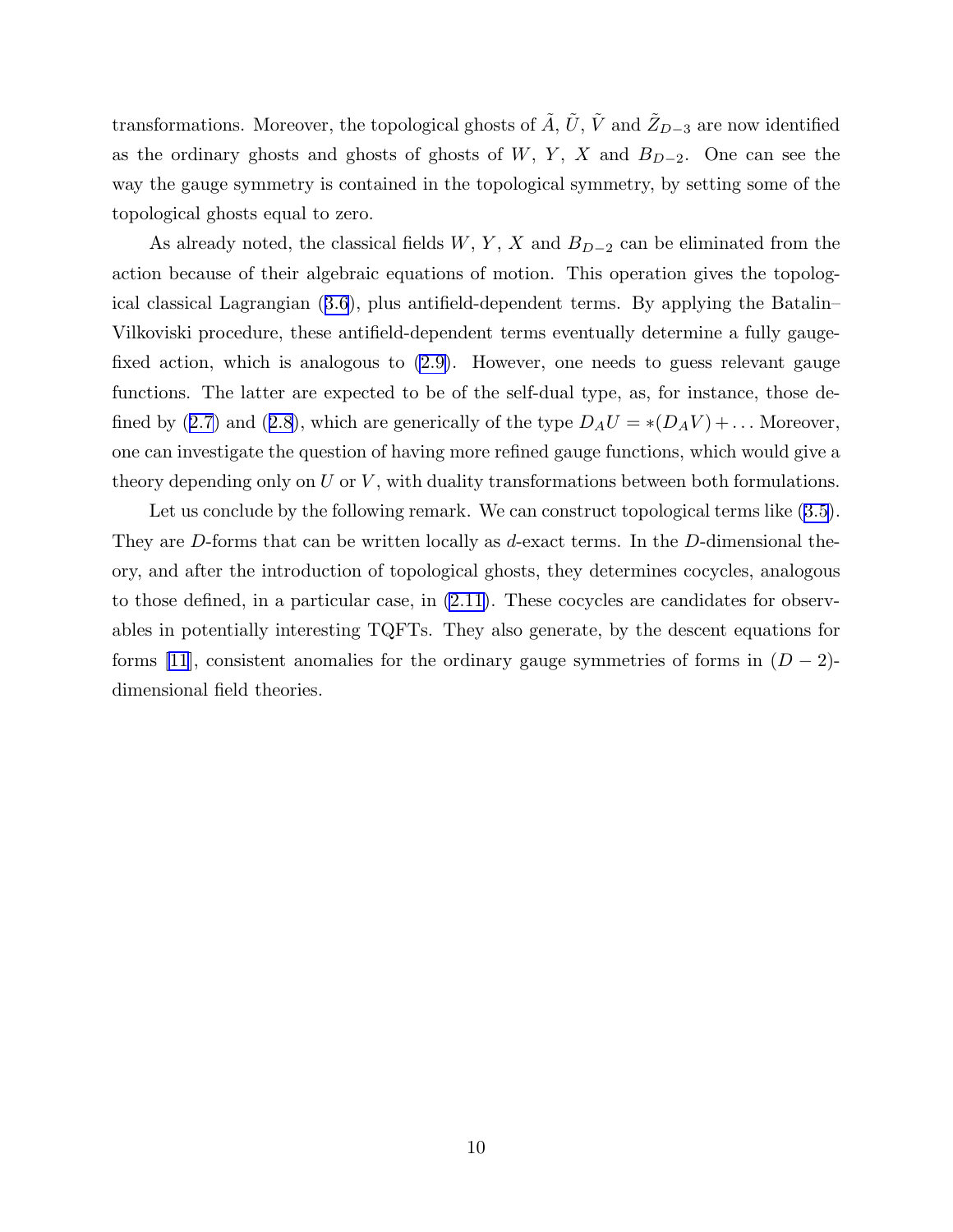transformations. Moreover, the topological ghosts of $\tilde{A}$, $\tilde{U}$, $\tilde{V}$ and $\tilde{Z}_{D-3}$ are now identified as the ordinary ghosts and ghosts of ghosts of $W$, $Y$, $X$ and $B_{D-2}$. One can see the way the gauge symmetry is contained in the topological symmetry, by setting some of the topological ghosts equal to zero.

As already noted, the classical fields $W$, $Y$, $X$ and $B_{D-2}$ can be eliminated from the action because of their algebraic equations of motion. This operation gives the topological classical Lagrangian (3.6), plus antifield-dependent terms. By applying the Batalin–Vilkoviski procedure, these antifield-dependent terms eventually determine a fully gauge-fixed action, which is analogous to (2.9). However, one needs to guess relevant gauge functions. The latter are expected to be of the self-dual type, as, for instance, those defined by (2.7) and (2.8), which are generically of the type $D_A U = *(D_A V) + \ldots$ Moreover, one can investigate the question of having more refined gauge functions, which would give a theory depending only on $U$ or $V$, with duality transformations between both formulations.

Let us conclude by the following remark. We can construct topological terms like (3.5). They are $D$-forms that can be written locally as $d$-exact terms. In the $D$-dimensional theory, and after the introduction of topological ghosts, they determines cocycles, analogous to those defined, in a particular case, in (2.11). These cocycles are candidates for observables in potentially interesting TQFTs. They also generate, by the descent equations for forms [11], consistent anomalies for the ordinary gauge symmetries of forms in $(D-2)$-dimensional field theories.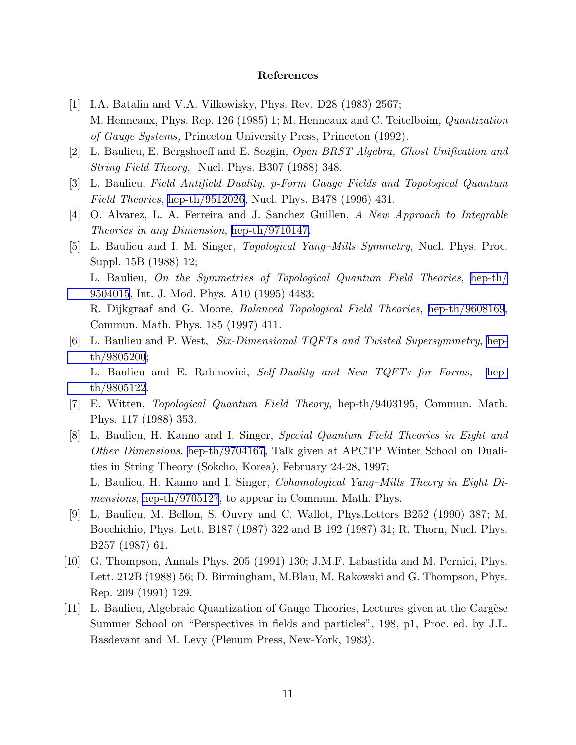## References

[1] I.A. Batalin and V.A. Vilkowisky, Phys. Rev. D28 (1983) 2567;
M. Henneaux, Phys. Rep. 126 (1985) 1; M. Henneaux and C. Teitelboim, *Quantization of Gauge Systems,* Princeton University Press, Princeton (1992).

[2] L. Baulieu, E. Bergshoeff and E. Sezgin, *Open BRST Algebra, Ghost Unification and String Field Theory,* Nucl. Phys. B307 (1988) 348.

[3] L. Baulieu, *Field Antifield Duality, p-Form Gauge Fields and Topological Quantum Field Theories*, hep-th/9512026, Nucl. Phys. B478 (1996) 431.

[4] O. Alvarez, L. A. Ferreira and J. Sanchez Guillen, *A New Approach to Integrable Theories in any Dimension*, hep-th/9710147.

[5] L. Baulieu and I. M. Singer, *Topological Yang–Mills Symmetry*, Nucl. Phys. Proc. Suppl. 15B (1988) 12;
L. Baulieu, *On the Symmetries of Topological Quantum Field Theories*, hep-th/9504015, Int. J. Mod. Phys. A10 (1995) 4483;
R. Dijkgraaf and G. Moore, *Balanced Topological Field Theories*, hep-th/9608169, Commun. Math. Phys. 185 (1997) 411.

[6] L. Baulieu and P. West, *Six-Dimensional TQFTs and Twisted Supersymmetry*, hep-th/9805200;
L. Baulieu and E. Rabinovici, *Self-Duality and New TQFTs for Forms,* hep-th/9805122.

[7] E. Witten, *Topological Quantum Field Theory*, hep-th/9403195, Commun. Math. Phys. 117 (1988) 353.

[8] L. Baulieu, H. Kanno and I. Singer, *Special Quantum Field Theories in Eight and Other Dimensions*, hep-th/9704167, Talk given at APCTP Winter School on Dualities in String Theory (Sokcho, Korea), February 24-28, 1997;
L. Baulieu, H. Kanno and I. Singer, *Cohomological Yang–Mills Theory in Eight Dimensions*, hep-th/9705127, to appear in Commun. Math. Phys.

[9] L. Baulieu, M. Bellon, S. Ouvry and C. Wallet, Phys.Letters B252 (1990) 387; M. Bocchichio, Phys. Lett. B187 (1987) 322 and B 192 (1987) 31; R. Thorn, Nucl. Phys. B257 (1987) 61.

[10] G. Thompson, Annals Phys. 205 (1991) 130; J.M.F. Labastida and M. Pernici, Phys. Lett. 212B (1988) 56; D. Birmingham, M.Blau, M. Rakowski and G. Thompson, Phys. Rep. 209 (1991) 129.

[11] L. Baulieu, Algebraic Quantization of Gauge Theories, Lectures given at the Cargèse Summer School on "Perspectives in fields and particles", 198, p1, Proc. ed. by J.L. Basdevant and M. Levy (Plenum Press, New-York, 1983).